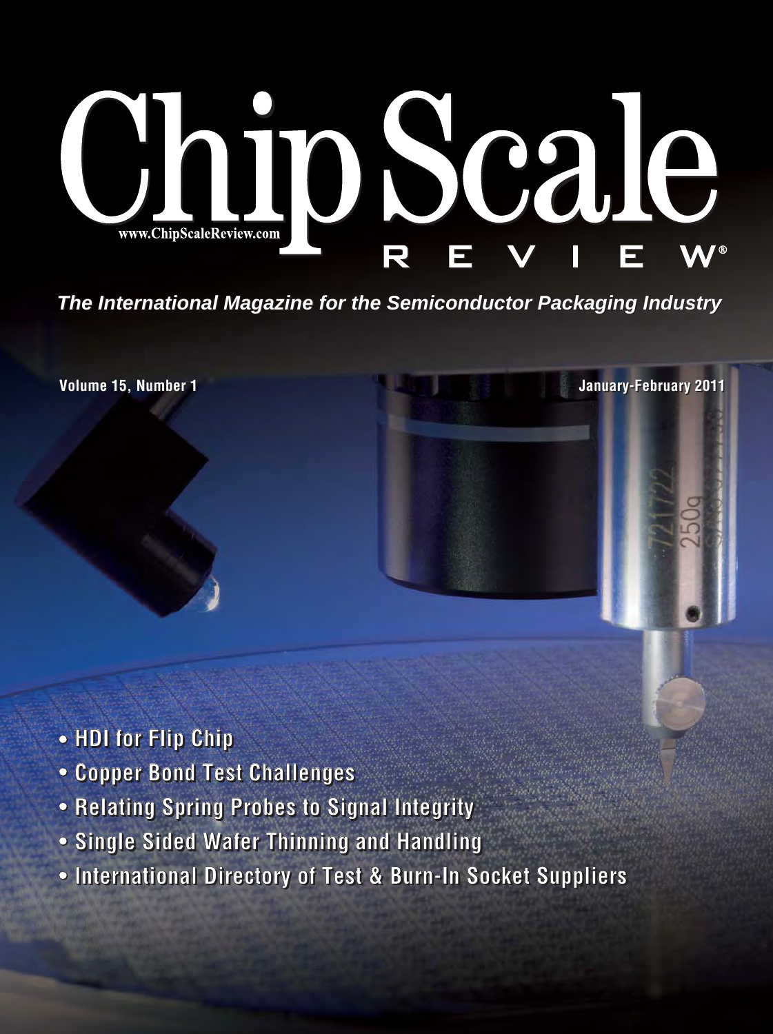# Chip Scale REVIEW®

www.ChipScaleReview.com

*The International Magazine for the Semiconductor Packaging Industry*

**Volume 15, Number 1**

**January-February 2011**

- **HDI for Flip Chip**
- **Copper Bond Test Challenges**
- **Relating Spring Probes to Signal Integrity**
- **Single Sided Wafer Thinning and Handling**
- **International Directory of Test & Burn-In Socket Suppliers**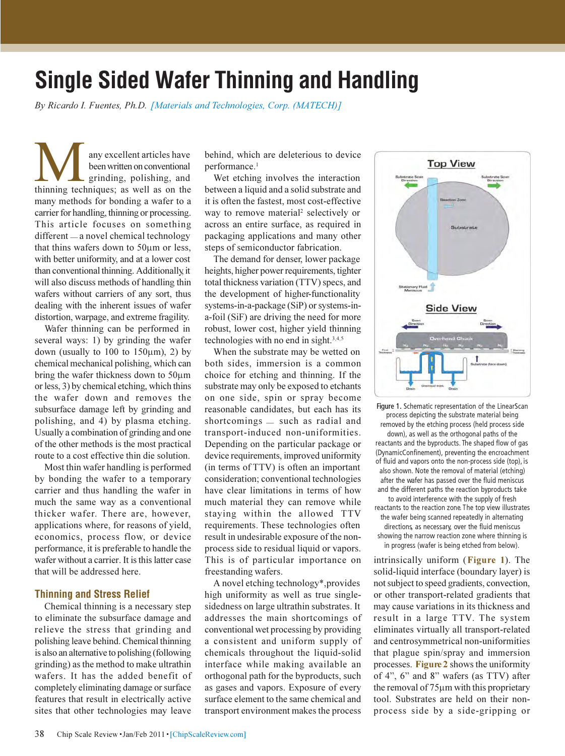# Single Sided Wafer Thinning and Handling

*By Ricardo I. Fuentes, Ph.D. [Materials and Technologies, Corp. (MATECH)]*

Many excellent articles have been written on conventional grinding, polishing, and thinning techniques; as well as on the many methods for bonding a wafer to a carrier for handling, thinning or processing. This article focuses on something different — a novel chemical technology that thins wafers down to 50µm or less, with better uniformity, and at a lower cost than conventional thinning. Additionally, it will also discuss methods of handling thin wafers without carriers of any sort, thus dealing with the inherent issues of wafer distortion, warpage, and extreme fragility.

Wafer thinning can be performed in several ways: 1) by grinding the wafer down (usually to 100 to 150µm), 2) by chemical mechanical polishing, which can bring the wafer thickness down to 50µm or less, 3) by chemical etching, which thins the wafer down and removes the subsurface damage left by grinding and polishing, and 4) by plasma etching. Usually a combination of grinding and one of the other methods is the most practical route to a cost effective thin die solution.

Most thin wafer handling is performed by bonding the wafer to a temporary carrier and thus handling the wafer in much the same way as a conventional thicker wafer. There are, however, applications where, for reasons of yield, economics, process flow, or device performance, it is preferable to handle the wafer without a carrier. It is this latter case that will be addressed here.

## Thinning and Stress Relief

Chemical thinning is a necessary step to eliminate the subsurface damage and relieve the stress that grinding and polishing leave behind. Chemical thinning is also an alternative to polishing (following grinding) as the method to make ultrathin wafers. It has the added benefit of completely eliminating damage or surface features that result in electrically active sites that other technologies may leave behind, which are deleterious to device performance.[1]

Wet etching involves the interaction between a liquid and a solid substrate and it is often the fastest, most cost-effective way to remove material[2] selectively or across an entire surface, as required in packaging applications and many other steps of semiconductor fabrication.

The demand for denser, lower package heights, higher power requirements, tighter total thickness variation (TTV) specs, and the development of higher-functionality systems-in-a-package (SiP) or systems-in-a-foil (SiF) are driving the need for more robust, lower cost, higher yield thinning technologies with no end in sight.[3,4,5]

When the substrate may be wetted on both sides, immersion is a common choice for etching and thinning. If the substrate may only be exposed to etchants on one side, spin or spray become reasonable candidates, but each has its shortcomings — such as radial and transport-induced non-uniformities. Depending on the particular package or device requirements, improved uniformity (in terms of TTV) is often an important consideration; conventional technologies have clear limitations in terms of how much material they can remove while staying within the allowed TTV requirements. These technologies often result in undesirable exposure of the non-process side to residual liquid or vapors. This is of particular importance on freestanding wafers.

A novel etching technology*, provides high uniformity as well as true single-sidedness on large ultrathin substrates. It addresses the main shortcomings of conventional wet processing by providing a consistent and uniform supply of chemicals throughout the liquid-solid interface while making available an orthogonal path for the byproducts, such as gases and vapors. Exposure of every surface element to the same chemical and transport environment makes the process intrinsically uniform (**Figure 1**). The solid-liquid interface (boundary layer) is not subject to speed gradients, convection, or other transport-related gradients that may cause variations in its thickness and result in a large TTV. The system eliminates virtually all transport-related and centrosymmetrical non-uniformities that plague spin/spray and immersion processes. **Figure 2** shows the uniformity of 4", 6" and 8" wafers (as TTV) after the removal of 75µm with this proprietary tool. Substrates are held on their non-process side by a side-gripping or

Figure 1. Schematic representation of the LinearScan process depicting the substrate material being removed by the etching process (held process side down), as well as the orthogonal paths of the reactants and the byproducts. The shaped flow of gas (DynamicConfinement), preventing the encroachment of fluid and vapors onto the non-process side (top), is also shown. Note the removal of material (etching) after the wafer has passed over the fluid meniscus and the different paths the reaction byproducts take to avoid interference with the supply of fresh reactants to the reaction zone. The top view illustrates the wafer being scanned repeatedly in alternating directions, as necessary, over the fluid meniscus showing the narrow reaction zone where thinning is in progress (wafer is being etched from below).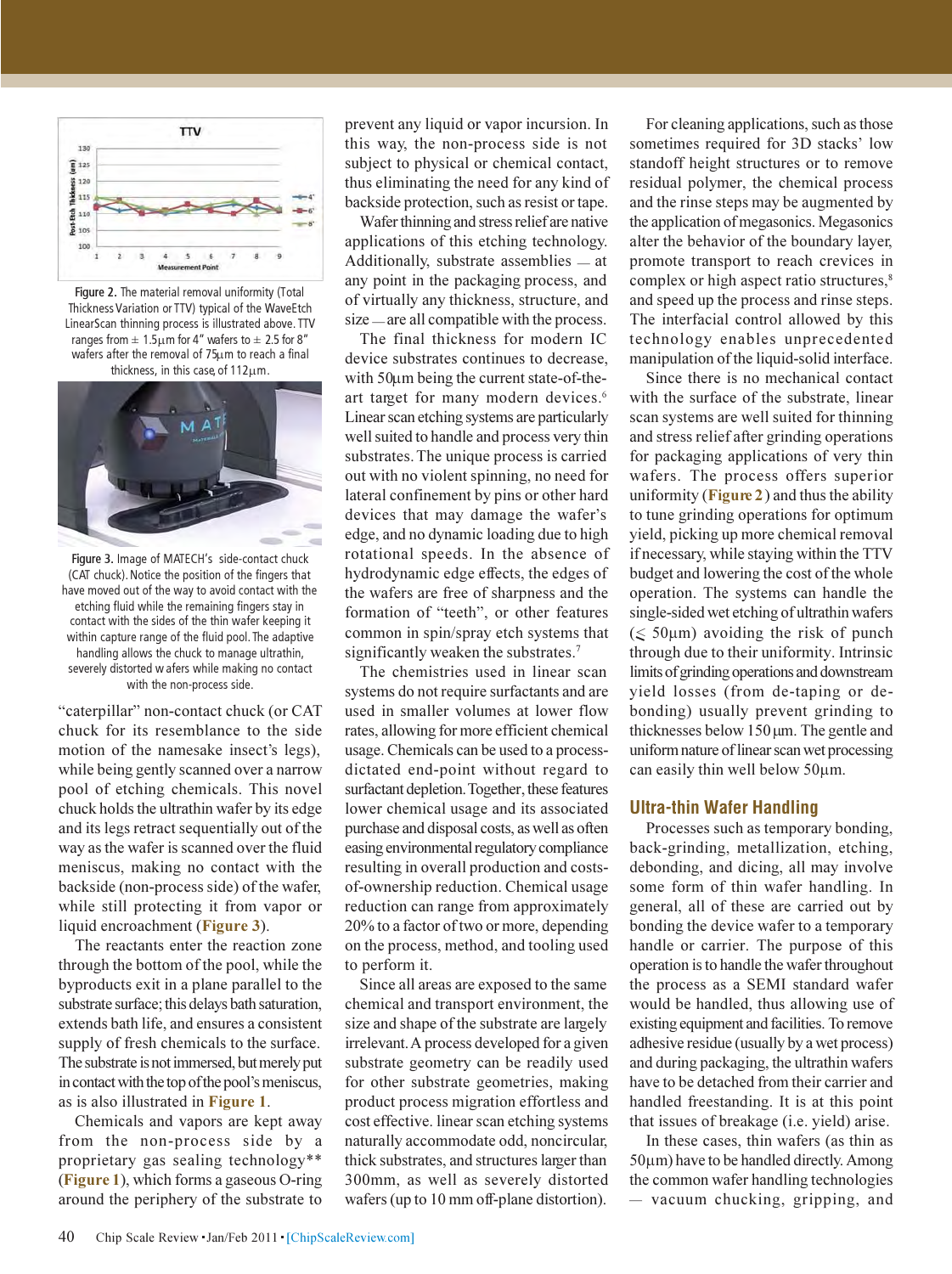Figure 2. The material removal uniformity (Total Thickness Variation or TTV) typical of the WaveEtch LinearScan thinning process is illustrated above. TTV ranges from ± 1.5µm for 4" wafers to ± 2.5 for 8" wafers after the removal of 75µm to reach a final thickness, in this case, of 112µm.

Figure 3. Image of MATECH's side-contact chuck (CAT chuck). Notice the position of the fingers that have moved out of the way to avoid contact with the etching fluid while the remaining fingers stay in contact with the sides of the thin wafer keeping it within capture range of the fluid pool. The adaptive handling allows the chuck to manage ultrathin, severely distorted wafers while making no contact with the non-process side.

"caterpillar" non-contact chuck (or CAT chuck for its resemblance to the side motion of the namesake insect's legs), while being gently scanned over a narrow pool of etching chemicals. This novel chuck holds the ultrathin wafer by its edge and its legs retract sequentially out of the way as the wafer is scanned over the fluid meniscus, making no contact with the backside (non-process side) of the wafer, while still protecting it from vapor or liquid encroachment (**Figure 3**).

The reactants enter the reaction zone through the bottom of the pool, while the byproducts exit in a plane parallel to the substrate surface; this delays bath saturation, extends bath life, and ensures a consistent supply of fresh chemicals to the surface. The substrate is not immersed, but merely put in contact with the top of the pool's meniscus, as is also illustrated in **Figure 1**.

Chemicals and vapors are kept away from the non-process side by a proprietary gas sealing technology** (**Figure 1**), which forms a gaseous O-ring around the periphery of the substrate to prevent any liquid or vapor incursion. In this way, the non-process side is not subject to physical or chemical contact, thus eliminating the need for any kind of backside protection, such as resist or tape.

Wafer thinning and stress relief are native applications of this etching technology. Additionally, substrate assemblies — at any point in the packaging process, and of virtually any thickness, structure, and size — are all compatible with the process.

The final thickness for modern IC device substrates continues to decrease, with 50µm being the current state-of-the-art target for many modern devices.[6] Linear scan etching systems are particularly well suited to handle and process very thin substrates. The unique process is carried out with no violent spinning, no need for lateral confinement by pins or other hard devices that may damage the wafer's edge, and no dynamic loading due to high rotational speeds. In the absence of hydrodynamic edge effects, the edges of the wafers are free of sharpness and the formation of "teeth", or other features common in spin/spray etch systems that significantly weaken the substrates.[7]

The chemistries used in linear scan systems do not require surfactants and are used in smaller volumes at lower flow rates, allowing for more efficient chemical usage. Chemicals can be used to a process-dictated end-point without regard to surfactant depletion. Together, these features lower chemical usage and its associated purchase and disposal costs, as well as often easing environmental regulatory compliance resulting in overall production and costs-of-ownership reduction. Chemical usage reduction can range from approximately 20% to a factor of two or more, depending on the process, method, and tooling used to perform it.

Since all areas are exposed to the same chemical and transport environment, the size and shape of the substrate are largely irrelevant. A process developed for a given substrate geometry can be readily used for other substrate geometries, making product process migration effortless and cost effective. linear scan etching systems naturally accommodate odd, noncircular, thick substrates, and structures larger than 300mm, as well as severely distorted wafers (up to 10 mm off-plane distortion).

For cleaning applications, such as those sometimes required for 3D stacks' low standoff height structures or to remove residual polymer, the chemical process and the rinse steps may be augmented by the application of megasonics. Megasonics alter the behavior of the boundary layer, promote transport to reach crevices in complex or high aspect ratio structures,[8] and speed up the process and rinse steps. The interfacial control allowed by this technology enables unprecedented manipulation of the liquid-solid interface.

Since there is no mechanical contact with the surface of the substrate, linear scan systems are well suited for thinning and stress relief after grinding operations for packaging applications of very thin wafers. The process offers superior uniformity (**Figure 2**) and thus the ability to tune grinding operations for optimum yield, picking up more chemical removal if necessary, while staying within the TTV budget and lowering the cost of the whole operation. The systems can handle the single-sided wet etching of ultrathin wafers ($\lesssim$ 50µm) avoiding the risk of punch through due to their uniformity. Intrinsic limits of grinding operations and downstream yield losses (from de-taping or de-bonding) usually prevent grinding to thicknesses below 150µm. The gentle and uniform nature of linear scan wet processing can easily thin well below 50µm.

## Ultra-thin Wafer Handling

Processes such as temporary bonding, back-grinding, metallization, etching, debonding, and dicing, all may involve some form of thin wafer handling. In general, all of these are carried out by bonding the device wafer to a temporary handle or carrier. The purpose of this operation is to handle the wafer throughout the process as a SEMI standard wafer would be handled, thus allowing use of existing equipment and facilities. To remove adhesive residue (usually by a wet process) and during packaging, the ultrathin wafers have to be detached from their carrier and handled freestanding. It is at this point that issues of breakage (i.e. yield) arise.

In these cases, thin wafers (as thin as 50µm) have to be handled directly. Among the common wafer handling technologies — vacuum chucking, gripping, and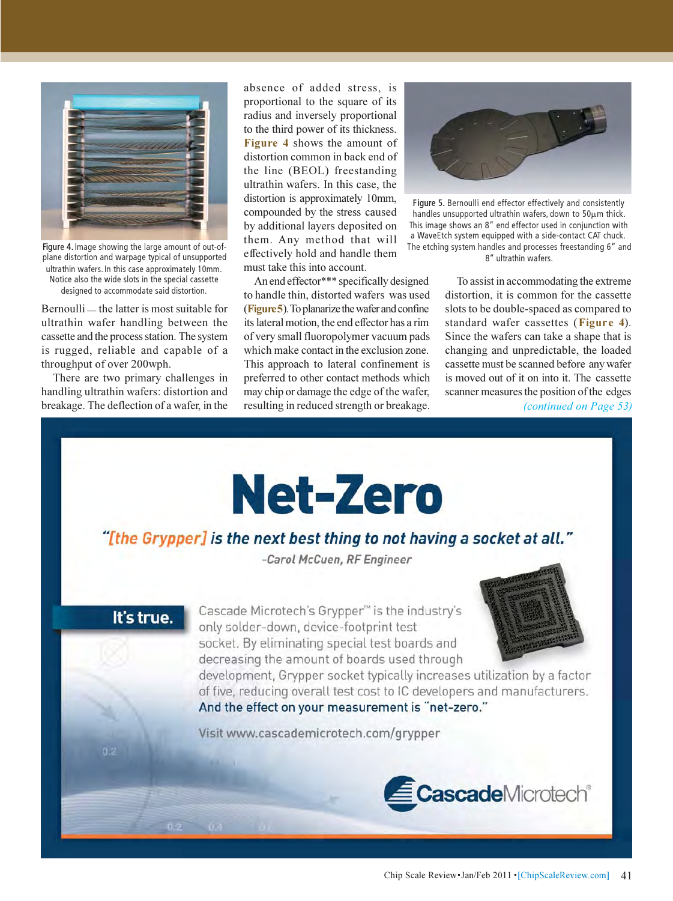Figure 4. Image showing the large amount of out-of-plane distortion and warpage typical of unsupported ultrathin wafers. In this case approximately 10mm. Notice also the wide slots in the special cassette designed to accommodate said distortion.

Bernoulli — the latter is most suitable for ultrathin wafer handling between the cassette and the process station. The system is rugged, reliable and capable of a throughput of over 200wph.

There are two primary challenges in handling ultrathin wafers: distortion and breakage. The deflection of a wafer, in the absence of added stress, is proportional to the square of its radius and inversely proportional to the third power of its thickness. **Figure 4** shows the amount of distortion common in back end of the line (BEOL) freestanding ultrathin wafers. In this case, the distortion is approximately 10mm, compounded by the stress caused by additional layers deposited on them. Any method that will effectively hold and handle them must take this into account.

An end effector*** specifically designed to handle thin, distorted wafers was used (**Figure 5**). To planarize the wafer and confine its lateral motion, the end effector has a rim of very small fluoropolymer vacuum pads which make contact in the exclusion zone. This approach to lateral confinement is preferred to other contact methods which may chip or damage the edge of the wafer, resulting in reduced strength or breakage.

Figure 5. Bernoulli end effector effectively and consistently handles unsupported ultrathin wafers, down to 50µm thick. This image shows an 8" end effector used in conjunction with a WaveEtch system equipped with a side-contact CAT chuck. The etching system handles and processes freestanding 6" and 8" ultrathin wafers.

To assist in accommodating the extreme distortion, it is common for the cassette slots to be double-spaced as compared to standard wafer cassettes (**Figure 4**). Since the wafers can take a shape that is changing and unpredictable, the loaded cassette must be scanned before any wafer is moved out of it on into it. The cassette scanner measures the position of the edges

*(continued on Page 53)*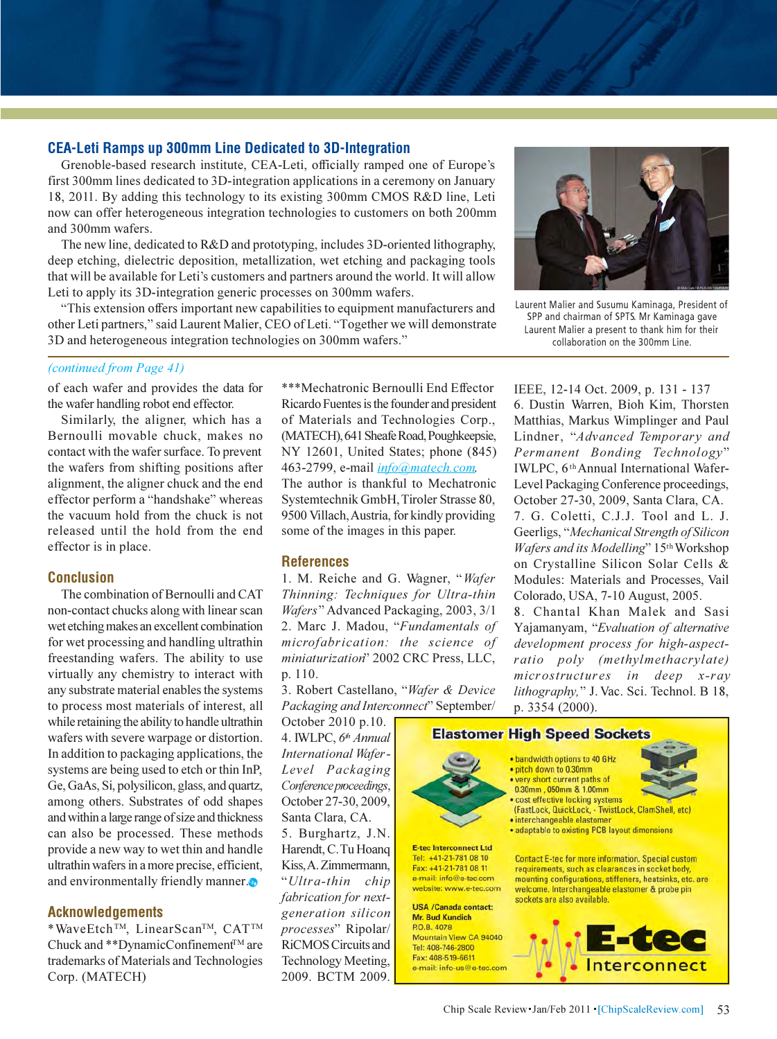## CEA-Leti Ramps up 300mm Line Dedicated to 3D-Integration

Grenoble-based research institute, CEA-Leti, officially ramped one of Europe's first 300mm lines dedicated to 3D-integration applications in a ceremony on January 18, 2011. By adding this technology to its existing 300mm CMOS R&D line, Leti now can offer heterogeneous integration technologies to customers on both 200mm and 300mm wafers.

The new line, dedicated to R&D and prototyping, includes 3D-oriented lithography, deep etching, dielectric deposition, metallization, wet etching and packaging tools that will be available for Leti's customers and partners around the world. It will allow Leti to apply its 3D-integration generic processes on 300mm wafers.

"This extension offers important new capabilities to equipment manufacturers and other Leti partners," said Laurent Malier, CEO of Leti. "Together we will demonstrate 3D and heterogeneous integration technologies on 300mm wafers."

Laurent Malier and Susumu Kaminaga, President of SPP and chairman of SPTS. Mr Kaminaga gave Laurent Malier a present to thank him for their collaboration on the 300mm Line.

*(continued from Page 41)*

of each wafer and provides the data for the wafer handling robot end effector.

Similarly, the aligner, which has a Bernoulli movable chuck, makes no contact with the wafer surface. To prevent the wafers from shifting positions after alignment, the aligner chuck and the end effector perform a "handshake" whereas the vacuum hold from the chuck is not released until the hold from the end effector is in place.

## Conclusion

The combination of Bernoulli and CAT non-contact chucks along with linear scan wet etching makes an excellent combination for wet processing and handling ultrathin freestanding wafers. The ability to use virtually any chemistry to interact with any substrate material enables the systems to process most materials of interest, all while retaining the ability to handle ultrathin wafers with severe warpage or distortion. In addition to packaging applications, the systems are being used to etch or thin InP, Ge, GaAs, Si, polysilicon, glass, and quartz, among others. Substrates of odd shapes and within a large range of size and thickness can also be processed. These methods provide a new way to wet thin and handle ultrathin wafers in a more precise, efficient, and environmentally friendly manner.

## Acknowledgements

*WaveEtch™, LinearScan™, CAT™ Chuck and **DynamicConfinement™ are trademarks of Materials and Technologies Corp. (MATECH)

***Mechatronic Bernoulli End Effector

Ricardo Fuentes is the founder and president of Materials and Technologies Corp., (MATECH), 641 Sheafe Road, Poughkeepsie, NY 12601, United States; phone (845) 463-2799, e-mail info@matech.com.

The author is thankful to Mechatronic Systemtechnik GmbH, Tiroler Strasse 80, 9500 Villach, Austria, for kindly providing some of the images in this paper.

## References

1. M. Reiche and G. Wagner, "*Wafer Thinning: Techniques for Ultra-thin Wafers*" Advanced Packaging, 2003, 3/1
2. Marc J. Madou, "*Fundamentals of microfabrication: the science of miniaturization*" 2002 CRC Press, LLC, p. 110.
3. Robert Castellano, "*Wafer & Device Packaging and Interconnect*" September/October 2010 p.10.
4. IWLPC, *6th Annual International Wafer-Level Packaging Conference proceedings*, October 27-30, 2009, Santa Clara, CA.
5. Burghartz, J.N. Harendt, C. Tu Hoanq Kiss, A. Zimmermann, "*Ultra-thin chip fabrication for next-generation silicon processes*" Ripolar/RiCMOS Circuits and Technology Meeting, 2009. BCTM 2009. IEEE, 12-14 Oct. 2009, p. 131 - 137
6. Dustin Warren, Bioh Kim, Thorsten Matthias, Markus Wimplinger and Paul Lindner, "*Advanced Temporary and Permanent Bonding Technology*" IWLPC, 6th Annual International Wafer-Level Packaging Conference proceedings, October 27-30, 2009, Santa Clara, CA.
7. G. Coletti, C.J.J. Tool and L. J. Geerligs, "*Mechanical Strength of Silicon Wafers and its Modelling*" 15th Workshop on Crystalline Silicon Solar Cells & Modules: Materials and Processes, Vail Colorado, USA, 7-10 August, 2005.
8. Chantal Khan Malek and Sasi Yajamanyam, "*Evaluation of alternative development process for high-aspect-ratio poly (methylmethacrylate) microstructures in deep x-ray lithography,*" J. Vac. Sci. Technol. B 18, p. 3354 (2000).

**Elastomer High Speed Sockets**

- bandwidth options to 40 GHz
- pitch down to 0.30mm
- very short current paths of 0.30mm, 050mm & 1.00mm
- cost effective locking systems (FastLock, QuickLock, - TwistLock, ClamShell, etc)
- interchangeable elastomer
- adaptable to existing PCB layout dimensions

E-tec Interconnect Ltd
Tel: +41-21-781 08 10
Fax: +41-21-781 08 11
e-mail: info@e-tec.com
website: www.e-tec.com

Contact E-tec for more information. Special custom requirements, such as clearances in socket body, mounting configurations, stiffeners, heatsinks, etc. are welcome. Interchangeable elastomer & probe pin sockets are also available.

USA /Canada contact:
Mr. Bud Kundich
P.O.B. 4078
Mountain View CA 94040
Tel: 408-746-2800
Fax: 408-519-6611
e-mail: info-us@e-tec.com

E-tec Interconnect